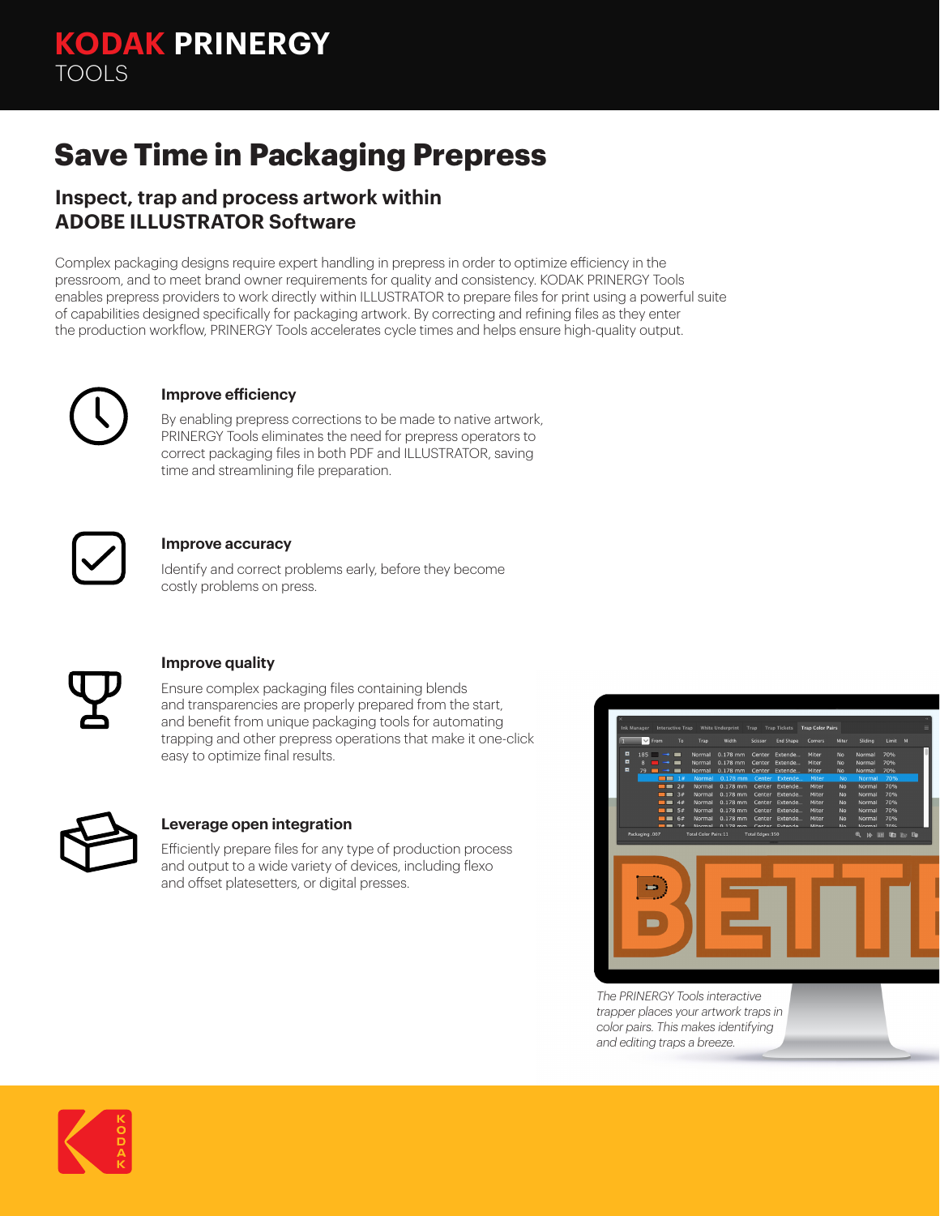KODAK PRINERGY
TOOLS

# Save Time in Packaging Prepress

## Inspect, trap and process artwork within ADOBE ILLUSTRATOR Software

Complex packaging designs require expert handling in prepress in order to optimize efficiency in the pressroom, and to meet brand owner requirements for quality and consistency. KODAK PRINERGY Tools enables prepress providers to work directly within ILLUSTRATOR to prepare files for print using a powerful suite of capabilities designed specifically for packaging artwork. By correcting and refining files as they enter the production workflow, PRINERGY Tools accelerates cycle times and helps ensure high-quality output.

### Improve efficiency

By enabling prepress corrections to be made to native artwork, PRINERGY Tools eliminates the need for prepress operators to correct packaging files in both PDF and ILLUSTRATOR, saving time and streamlining file preparation.

### Improve accuracy

Identify and correct problems early, before they become costly problems on press.

### Improve quality

Ensure complex packaging files containing blends and transparencies are properly prepared from the start, and benefit from unique packaging tools for automating trapping and other prepress operations that make it one-click easy to optimize final results.

### Leverage open integration

Efficiently prepare files for any type of production process and output to a wide variety of devices, including flexo and offset platesetters, or digital presses.

*The PRINERGY Tools interactive trapper places your artwork traps in color pairs. This makes identifying and editing traps a breeze.*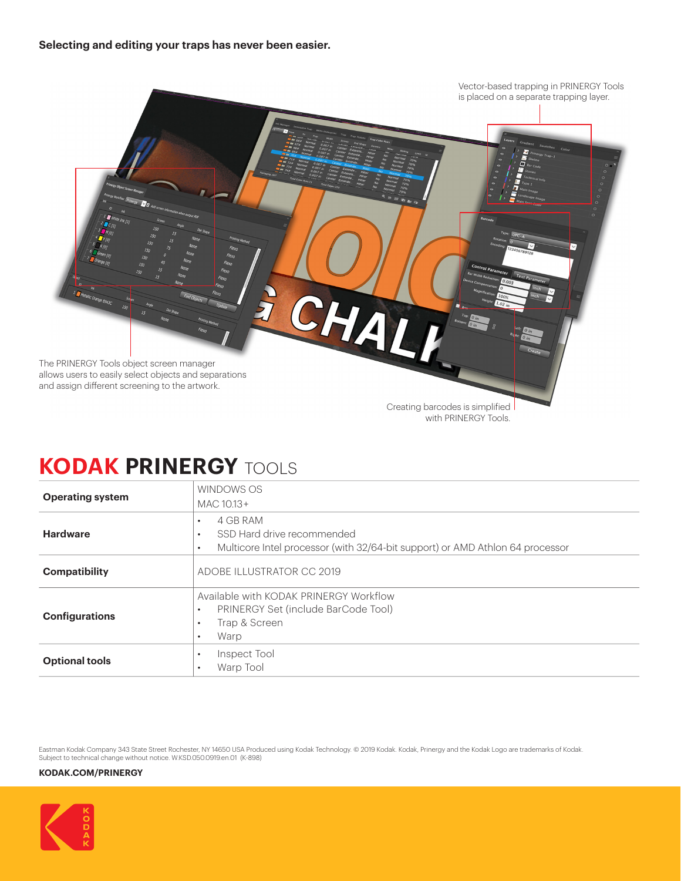**Selecting and editing your traps has never been easier.**

Vector-based trapping in PRINERGY Tools is placed on a separate trapping layer.

The PRINERGY Tools object screen manager allows users to easily select objects and separations and assign different screening to the artwork.

Creating barcodes is simplified with PRINERGY Tools.

## KODAK PRINERGY TOOLS

| | |
|---|---|
| **Operating system** | WINDOWS OS<br>MAC 10.13+ |
| **Hardware** | • 4 GB RAM<br>• SSD Hard drive recommended<br>• Multicore Intel processor (with 32/64-bit support) or AMD Athlon 64 processor |
| **Compatibility** | ADOBE ILLUSTRATOR CC 2019 |
| **Configurations** | Available with KODAK PRINERGY Workflow<br>• PRINERGY Set (include BarCode Tool)<br>• Trap & Screen<br>• Warp |
| **Optional tools** | • Inspect Tool<br>• Warp Tool |

Eastman Kodak Company 343 State Street Rochester, NY 14650 USA Produced using Kodak Technology. © 2019 Kodak. Kodak, Prinergy and the Kodak Logo are trademarks of Kodak. Subject to technical change without notice. W.KSD.050.0919.en.01 (K-898)

**KODAK.COM/PRINERGY**